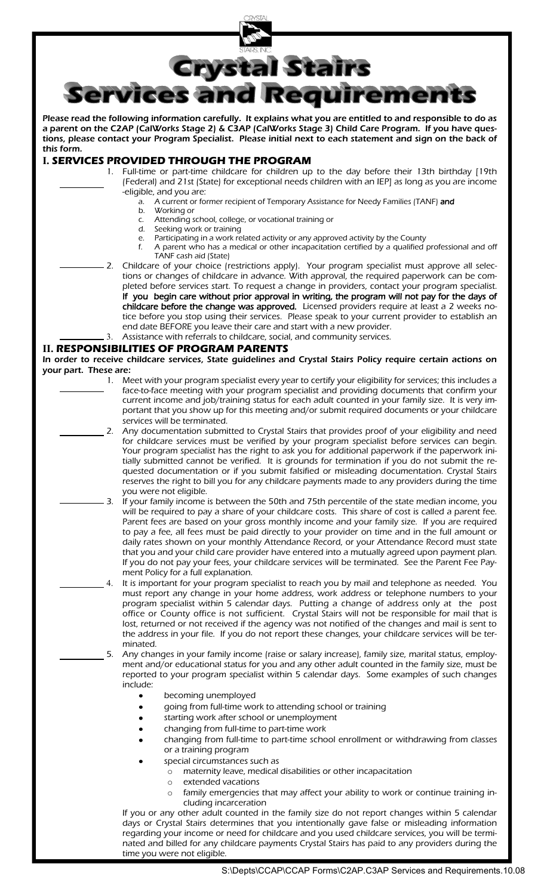# Crystal Stairs Services and Requirements

**Please read the following information carefully. It explains what you are entitled to and responsible to do as a parent on the C2AP (CalWorks Stage 2) & C3AP (CalWorks Stage 3) Child Care Program. If you have questions, please contact your Program Specialist. Please initial next to each statement and sign on the back of this form.**

## I. SERVICES PROVIDED THROUGH THE PROGRAM

_________ 1. Full-time or part-time childcare for children up to the day before their 13th birthday [19th (Federal) and 21st (State) for exceptional needs children with an IEP] as long as you are income-eligible, and you are:

   a. A current or former recipient of Temporary Assistance for Needy Families (TANF) **and**
   b. Working or
   c. Attending school, college, or vocational training or
   d. Seeking work or training
   e. Participating in a work related activity or any approved activity by the County
   f. A parent who has a medical or other incapacitation certified by a qualified professional and off TANF cash aid (State)

_________ 2. Childcare of your choice (restrictions apply). Your program specialist must approve all selections or changes of childcare in advance. With approval, the required paperwork can be completed before services start. To request a change in providers, contact your program specialist. **If you begin care without prior approval in writing, the program will not pay for the days of childcare before the change was approved.** Licensed providers require at least a 2 weeks notice before you stop using their services. Please speak to your current provider to establish an end date BEFORE you leave their care and start with a new provider.

_________ 3. Assistance with referrals to childcare, social, and community services.

## II. RESPONSIBILITIES OF PROGRAM PARENTS

**In order to receive childcare services, State guidelines and Crystal Stairs Policy require certain actions on your part. These are:**

_________ 1. Meet with your program specialist every year to certify your eligibility for services; this includes a face-to-face meeting with your program specialist and providing documents that confirm your current income and job/training status for each adult counted in your family size. It is very important that you show up for this meeting and/or submit required documents or your childcare services will be terminated.

_________ 2. Any documentation submitted to Crystal Stairs that provides proof of your eligibility and need for childcare services must be verified by your program specialist before services can begin. Your program specialist has the right to ask you for additional paperwork if the paperwork initially submitted cannot be verified. It is grounds for termination if you do not submit the requested documentation or if you submit falsified or misleading documentation. Crystal Stairs reserves the right to bill you for any childcare payments made to any providers during the time you were not eligible.

_________ 3. If your family income is between the 50th and 75th percentile of the state median income, you will be required to pay a share of your childcare costs. This share of cost is called a parent fee. Parent fees are based on your gross monthly income and your family size. If you are required to pay a fee, all fees must be paid directly to your provider on time and in the full amount or daily rates shown on your monthly Attendance Record, or your Attendance Record must state that you and your child care provider have entered into a mutually agreed upon payment plan. If you do not pay your fees, your childcare services will be terminated. See the Parent Fee Payment Policy for a full explanation.

_________ 4. It is important for your program specialist to reach you by mail and telephone as needed. You must report any change in your home address, work address or telephone numbers to your program specialist within 5 calendar days. Putting a change of address only at the post office or County office is not sufficient. Crystal Stairs will not be responsible for mail that is lost, returned or not received if the agency was not notified of the changes and mail is sent to the address in your file. If you do not report these changes, your childcare services will be terminated.

_________ 5. Any changes in your family income (raise or salary increase), family size, marital status, employment and/or educational status for you and any other adult counted in the family size, must be reported to your program specialist within 5 calendar days. Some examples of such changes include:

- becoming unemployed
- going from full-time work to attending school or training
- starting work after school or unemployment
- changing from full-time to part-time work
- changing from full-time to part-time school enrollment or withdrawing from classes or a training program
- special circumstances such as
  - maternity leave, medical disabilities or other incapacitation
  - extended vacations
  - family emergencies that may affect your ability to work or continue training including incarceration

If you or any other adult counted in the family size do not report changes within 5 calendar days or Crystal Stairs determines that you intentionally gave false or misleading information regarding your income or need for childcare and you used childcare services, you will be terminated and billed for any childcare payments Crystal Stairs has paid to any providers during the time you were not eligible.

S:\Depts\CCAP\CCAP Forms\C2AP.C3AP Services and Requirements.10.08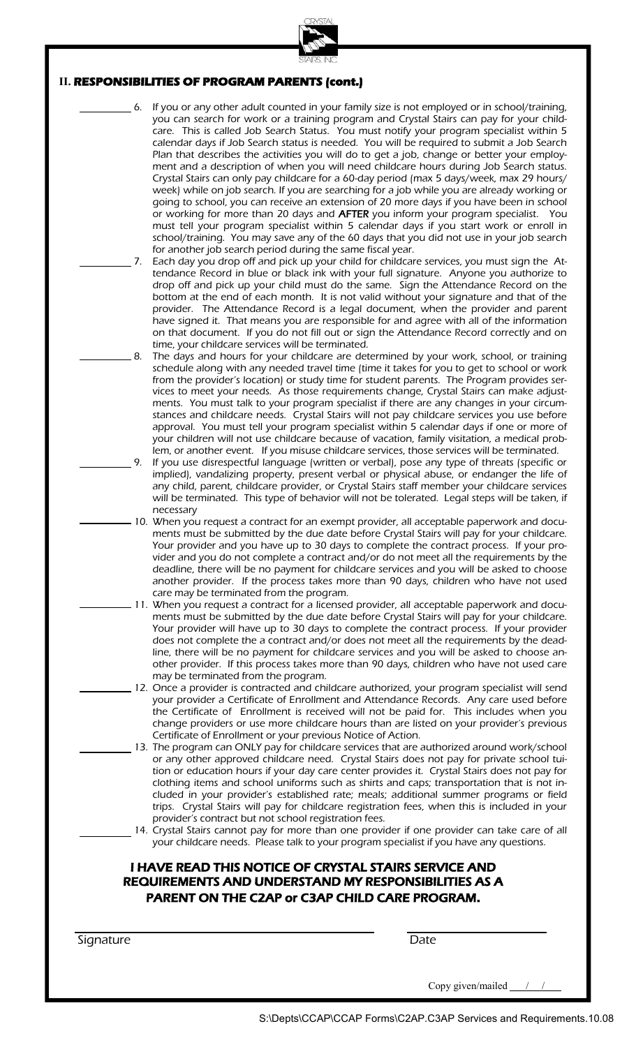## II. RESPONSIBILITIES OF PROGRAM PARENTS (cont.)

\_\_\_\_\_\_\_\_\_\_ 6. If you or any other adult counted in your family size is not employed or in school/training, you can search for work or a training program and Crystal Stairs can pay for your childcare. This is called Job Search Status. You must notify your program specialist within 5 calendar days if Job Search status is needed. You will be required to submit a Job Search Plan that describes the activities you will do to get a job, change or better your employment and a description of when you will need childcare hours during Job Search status. Crystal Stairs can only pay childcare for a 60-day period (max 5 days/week, max 29 hours/week) while on job search. If you are searching for a job while you are already working or going to school, you can receive an extension of 20 more days if you have been in school or working for more than 20 days and **AFTER** you inform your program specialist. You must tell your program specialist within 5 calendar days if you start work or enroll in school/training. You may save any of the 60 days that you did not use in your job search for another job search period during the same fiscal year.

\_\_\_\_\_\_\_\_\_\_ 7. Each day you drop off and pick up your child for childcare services, you must sign the Attendance Record in blue or black ink with your full signature. Anyone you authorize to drop off and pick up your child must do the same. Sign the Attendance Record on the bottom at the end of each month. It is not valid without your signature and that of the provider. The Attendance Record is a legal document, when the provider and parent have signed it. That means you are responsible for and agree with all of the information on that document. If you do not fill out or sign the Attendance Record correctly and on time, your childcare services will be terminated.

\_\_\_\_\_\_\_\_\_\_ 8. The days and hours for your childcare are determined by your work, school, or training schedule along with any needed travel time (time it takes for you to get to school or work from the provider's location) or study time for student parents. The Program provides services to meet your needs. As those requirements change, Crystal Stairs can make adjustments. You must talk to your program specialist if there are any changes in your circumstances and childcare needs. Crystal Stairs will not pay childcare services you use before approval. You must tell your program specialist within 5 calendar days if one or more of your children will not use childcare because of vacation, family visitation, a medical problem, or another event. If you misuse childcare services, those services will be terminated.

\_\_\_\_\_\_\_\_\_\_ 9. If you use disrespectful language (written or verbal), pose any type of threats (specific or implied), vandalizing property, present verbal or physical abuse, or endanger the life of any child, parent, childcare provider, or Crystal Stairs staff member your childcare services will be terminated. This type of behavior will not be tolerated. Legal steps will be taken, if necessary

\_\_\_\_\_\_\_\_\_\_ 10. When you request a contract for an exempt provider, all acceptable paperwork and documents must be submitted by the due date before Crystal Stairs will pay for your childcare. Your provider and you have up to 30 days to complete the contract process. If your provider and you do not complete a contract and/or do not meet all the requirements by the deadline, there will be no payment for childcare services and you will be asked to choose another provider. If the process takes more than 90 days, children who have not used care may be terminated from the program.

\_\_\_\_\_\_\_\_\_\_ 11. When you request a contract for a licensed provider, all acceptable paperwork and documents must be submitted by the due date before Crystal Stairs will pay for your childcare. Your provider will have up to 30 days to complete the contract process. If your provider does not complete the a contract and/or does not meet all the requirements by the deadline, there will be no payment for childcare services and you will be asked to choose another provider. If this process takes more than 90 days, children who have not used care may be terminated from the program.

\_\_\_\_\_\_\_\_\_\_ 12. Once a provider is contracted and childcare authorized, your program specialist will send your provider a Certificate of Enrollment and Attendance Records. Any care used before the Certificate of Enrollment is received will not be paid for. This includes when you change providers or use more childcare hours than are listed on your provider's previous Certificate of Enrollment or your previous Notice of Action.

\_\_\_\_\_\_\_\_\_\_ 13. The program can ONLY pay for childcare services that are authorized around work/school or any other approved childcare need. Crystal Stairs does not pay for private school tuition or education hours if your day care center provides it. Crystal Stairs does not pay for clothing items and school uniforms such as shirts and caps; transportation that is not included in your provider's established rate; meals; additional summer programs or field trips. Crystal Stairs will pay for childcare registration fees, when this is included in your provider's contract but not school registration fees.

\_\_\_\_\_\_\_\_\_\_ 14. Crystal Stairs cannot pay for more than one provider if one provider can take care of all your childcare needs. Please talk to your program specialist if you have any questions.

### I HAVE READ THIS NOTICE OF CRYSTAL STAIRS SERVICE AND REQUIREMENTS AND UNDERSTAND MY RESPONSIBILITIES AS A PARENT ON THE C2AP or C3AP CHILD CARE PROGRAM.

Signature \_\_\_\_\_\_\_\_\_\_\_\_\_\_\_\_\_\_\_\_ Date \_\_\_\_\_\_\_\_\_\_

Copy given/mailed \_\_\_/\_\_\_/\_\_\_

S:\Depts\CCAP\CCAP Forms\C2AP.C3AP Services and Requirements.10.08